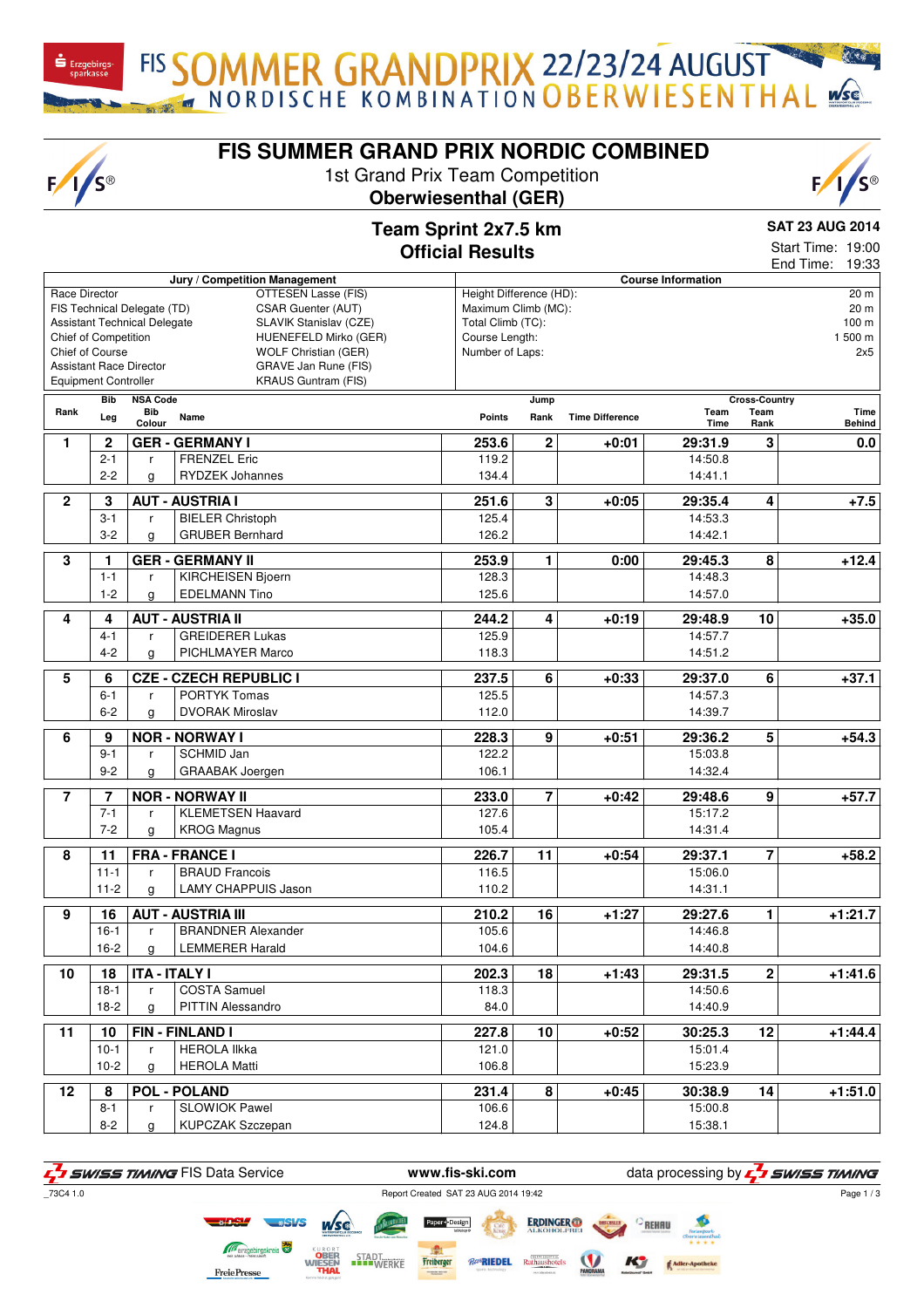FIS SOMMER GRANDPRIX 22/23/24 AUGUST
NORDISCHE KOMBINATION OBERWIESENTHAL

# FIS SUMMER GRAND PRIX NORDIC COMBINED

1st Grand Prix Team Competition

**Oberwiesenthal (GER)**

## Team Sprint 2x7.5 km
## Official Results

**SAT 23 AUG 2014**
Start Time: 19:00
End Time: 19:33

| Jury / Competition Management | |
|---|---|
| Race Director | OTTESEN Lasse (FIS) |
| FIS Technical Delegate (TD) | CSAR Guenter (AUT) |
| Assistant Technical Delegate | SLAVIK Stanislav (CZE) |
| Chief of Competition | HUENEFELD Mirko (GER) |
| Chief of Course | WOLF Christian (GER) |
| Assistant Race Director | GRAVE Jan Rune (FIS) |
| Equipment Controller | KRAUS Guntram (FIS) |

| Course Information | |
|---|---|
| Height Difference (HD): | 20 m |
| Maximum Climb (MC): | 20 m |
| Total Climb (TC): | 100 m |
| Course Length: | 1 500 m |
| Number of Laps: | 2x5 |

| Rank | Bib / Leg | NSA Code / Bib Colour | Name | Jump Points | Jump Rank | Time Difference | Cross-Country Team Time | Team Rank | Time Behind |
|---|---|---|---|---|---|---|---|---|---|
| 1 | 2 | | GER - GERMANY I | 253.6 | 2 | +0:01 | 29:31.9 | 3 | 0.0 |
| | 2-1 | r | FRENZEL Eric | 119.2 | | | 14:50.8 | | |
| | 2-2 | g | RYDZEK Johannes | 134.4 | | | 14:41.1 | | |
| 2 | 3 | | AUT - AUSTRIA I | 251.6 | 3 | +0:05 | 29:35.4 | 4 | +7.5 |
| | 3-1 | r | BIELER Christoph | 125.4 | | | 14:53.3 | | |
| | 3-2 | g | GRUBER Bernhard | 126.2 | | | 14:42.1 | | |
| 3 | 1 | | GER - GERMANY II | 253.9 | 1 | 0:00 | 29:45.3 | 8 | +12.4 |
| | 1-1 | r | KIRCHEISEN Bjoern | 128.3 | | | 14:48.3 | | |
| | 1-2 | g | EDELMANN Tino | 125.6 | | | 14:57.0 | | |
| 4 | 4 | | AUT - AUSTRIA II | 244.2 | 4 | +0:19 | 29:48.9 | 10 | +35.0 |
| | 4-1 | r | GREIDERER Lukas | 125.9 | | | 14:57.7 | | |
| | 4-2 | g | PICHLMAYER Marco | 118.3 | | | 14:51.2 | | |
| 5 | 6 | | CZE - CZECH REPUBLIC I | 237.5 | 6 | +0:33 | 29:37.0 | 6 | +37.1 |
| | 6-1 | r | PORTYK Tomas | 125.5 | | | 14:57.3 | | |
| | 6-2 | g | DVORAK Miroslav | 112.0 | | | 14:39.7 | | |
| 6 | 9 | | NOR - NORWAY I | 228.3 | 9 | +0:51 | 29:36.2 | 5 | +54.3 |
| | 9-1 | r | SCHMID Jan | 122.2 | | | 15:03.8 | | |
| | 9-2 | g | GRAABAK Joergen | 106.1 | | | 14:32.4 | | |
| 7 | 7 | | NOR - NORWAY II | 233.0 | 7 | +0:42 | 29:48.6 | 9 | +57.7 |
| | 7-1 | r | KLEMETSEN Haavard | 127.6 | | | 15:17.2 | | |
| | 7-2 | g | KROG Magnus | 105.4 | | | 14:31.4 | | |
| 8 | 11 | | FRA - FRANCE I | 226.7 | 11 | +0:54 | 29:37.1 | 7 | +58.2 |
| | 11-1 | r | BRAUD Francois | 116.5 | | | 15:06.0 | | |
| | 11-2 | g | LAMY CHAPPUIS Jason | 110.2 | | | 14:31.1 | | |
| 9 | 16 | | AUT - AUSTRIA III | 210.2 | 16 | +1:27 | 29:27.6 | 1 | +1:21.7 |
| | 16-1 | r | BRANDNER Alexander | 105.6 | | | 14:46.8 | | |
| | 16-2 | g | LEMMERER Harald | 104.6 | | | 14:40.8 | | |
| 10 | 18 | | ITA - ITALY I | 202.3 | 18 | +1:43 | 29:31.5 | 2 | +1:41.6 |
| | 18-1 | r | COSTA Samuel | 118.3 | | | 14:50.6 | | |
| | 18-2 | g | PITTIN Alessandro | 84.0 | | | 14:40.9 | | |
| 11 | 10 | | FIN - FINLAND I | 227.8 | 10 | +0:52 | 30:25.3 | 12 | +1:44.4 |
| | 10-1 | r | HEROLA Ilkka | 121.0 | | | 15:01.4 | | |
| | 10-2 | g | HEROLA Matti | 106.8 | | | 15:23.9 | | |
| 12 | 8 | | POL - POLAND | 231.4 | 8 | +0:45 | 30:38.9 | 14 | +1:51.0 |
| | 8-1 | r | SLOWIOK Pawel | 106.6 | | | 15:00.8 | | |
| | 8-2 | g | KUPCZAK Szczepan | 124.8 | | | 15:38.1 | | |

SWISS TIMING FIS Data Service    www.fis-ski.com    data processing by SWISS TIMING

_73C4 1.0    Report Created SAT 23 AUG 2014 19:42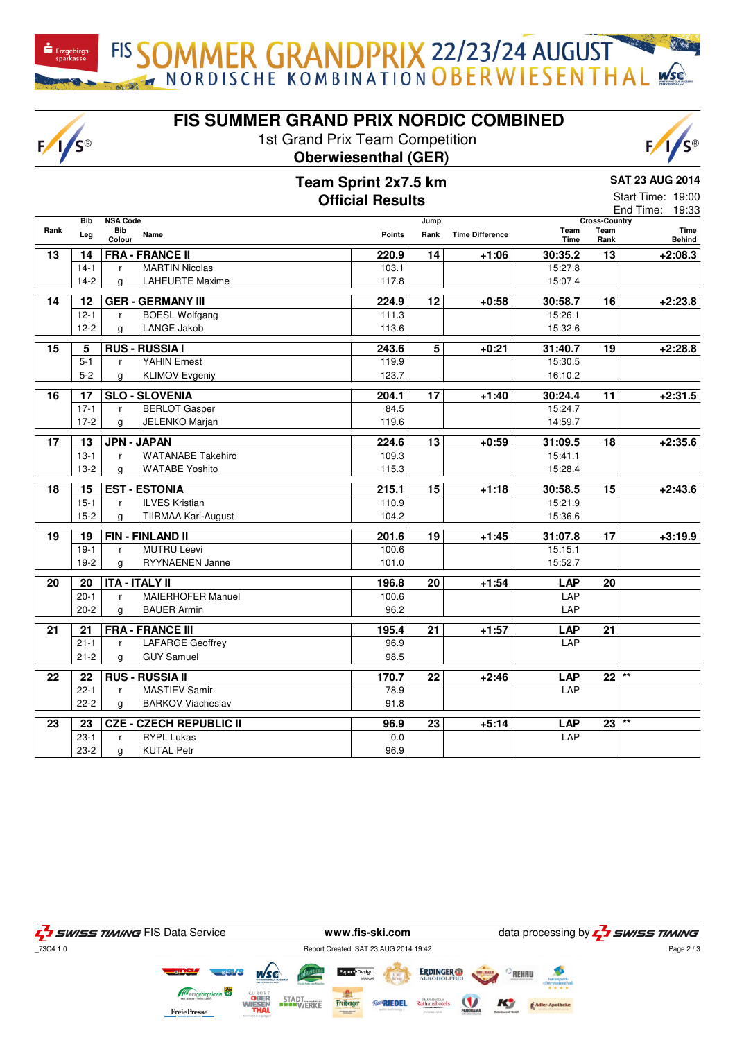# FIS SUMMER GRAND PRIX NORDIC COMBINED

1st Grand Prix Team Competition

**Oberwiesenthal (GER)**

## Team Sprint 2x7.5 km
## Official Results

**SAT 23 AUG 2014**

Start Time: 19:00
End Time: 19:33

| Rank | Bib / Leg | NSA Code / Bib Colour | Name | Jump Points | Jump Rank | Time Difference | Cross-Country Team Time | Cross-Country Team Rank | Time Behind |
|---|---|---|---|---|---|---|---|---|---|
| 13 | 14 | FRA - FRANCE II | | 220.9 | 14 | +1:06 | 30:35.2 | 13 | +2:08.3 |
| | 14-1 | r | MARTIN Nicolas | 103.1 | | | 15:27.8 | | |
| | 14-2 | g | LAHEURTE Maxime | 117.8 | | | 15:07.4 | | |
| 14 | 12 | GER - GERMANY III | | 224.9 | 12 | +0:58 | 30:58.7 | 16 | +2:23.8 |
| | 12-1 | r | BOESL Wolfgang | 111.3 | | | 15:26.1 | | |
| | 12-2 | g | LANGE Jakob | 113.6 | | | 15:32.6 | | |
| 15 | 5 | RUS - RUSSIA I | | 243.6 | 5 | +0:21 | 31:40.7 | 19 | +2:28.8 |
| | 5-1 | r | YAHIN Ernest | 119.9 | | | 15:30.5 | | |
| | 5-2 | g | KLIMOV Evgeniy | 123.7 | | | 16:10.2 | | |
| 16 | 17 | SLO - SLOVENIA | | 204.1 | 17 | +1:40 | 30:24.4 | 11 | +2:31.5 |
| | 17-1 | r | BERLOT Gasper | 84.5 | | | 15:24.7 | | |
| | 17-2 | g | JELENKO Marjan | 119.6 | | | 14:59.7 | | |
| 17 | 13 | JPN - JAPAN | | 224.6 | 13 | +0:59 | 31:09.5 | 18 | +2:35.6 |
| | 13-1 | r | WATANABE Takehiro | 109.3 | | | 15:41.1 | | |
| | 13-2 | g | WATABE Yoshito | 115.3 | | | 15:28.4 | | |
| 18 | 15 | EST - ESTONIA | | 215.1 | 15 | +1:18 | 30:58.5 | 15 | +2:43.6 |
| | 15-1 | r | ILVES Kristian | 110.9 | | | 15:21.9 | | |
| | 15-2 | g | TIIRMAA Karl-August | 104.2 | | | 15:36.6 | | |
| 19 | 19 | FIN - FINLAND II | | 201.6 | 19 | +1:45 | 31:07.8 | 17 | +3:19.9 |
| | 19-1 | r | MUTRU Leevi | 100.6 | | | 15:15.1 | | |
| | 19-2 | g | RYYNAENEN Janne | 101.0 | | | 15:52.7 | | |
| 20 | 20 | ITA - ITALY II | | 196.8 | 20 | +1:54 | LAP | 20 | |
| | 20-1 | r | MAIERHOFER Manuel | 100.6 | | | LAP | | |
| | 20-2 | g | BAUER Armin | 96.2 | | | LAP | | |
| 21 | 21 | FRA - FRANCE III | | 195.4 | 21 | +1:57 | LAP | 21 | |
| | 21-1 | r | LAFARGE Geoffrey | 96.9 | | | LAP | | |
| | 21-2 | g | GUY Samuel | 98.5 | | | | | |
| 22 | 22 | RUS - RUSSIA II | | 170.7 | 22 | +2:46 | LAP | 22 | ** |
| | 22-1 | r | MASTIEV Samir | 78.9 | | | LAP | | |
| | 22-2 | g | BARKOV Viacheslav | 91.8 | | | | | |
| 23 | 23 | CZE - CZECH REPUBLIC II | | 96.9 | 23 | +5:14 | LAP | 23 | ** |
| | 23-1 | r | RYPL Lukas | 0.0 | | | LAP | | |
| | 23-2 | g | KUTAL Petr | 96.9 | | | | | |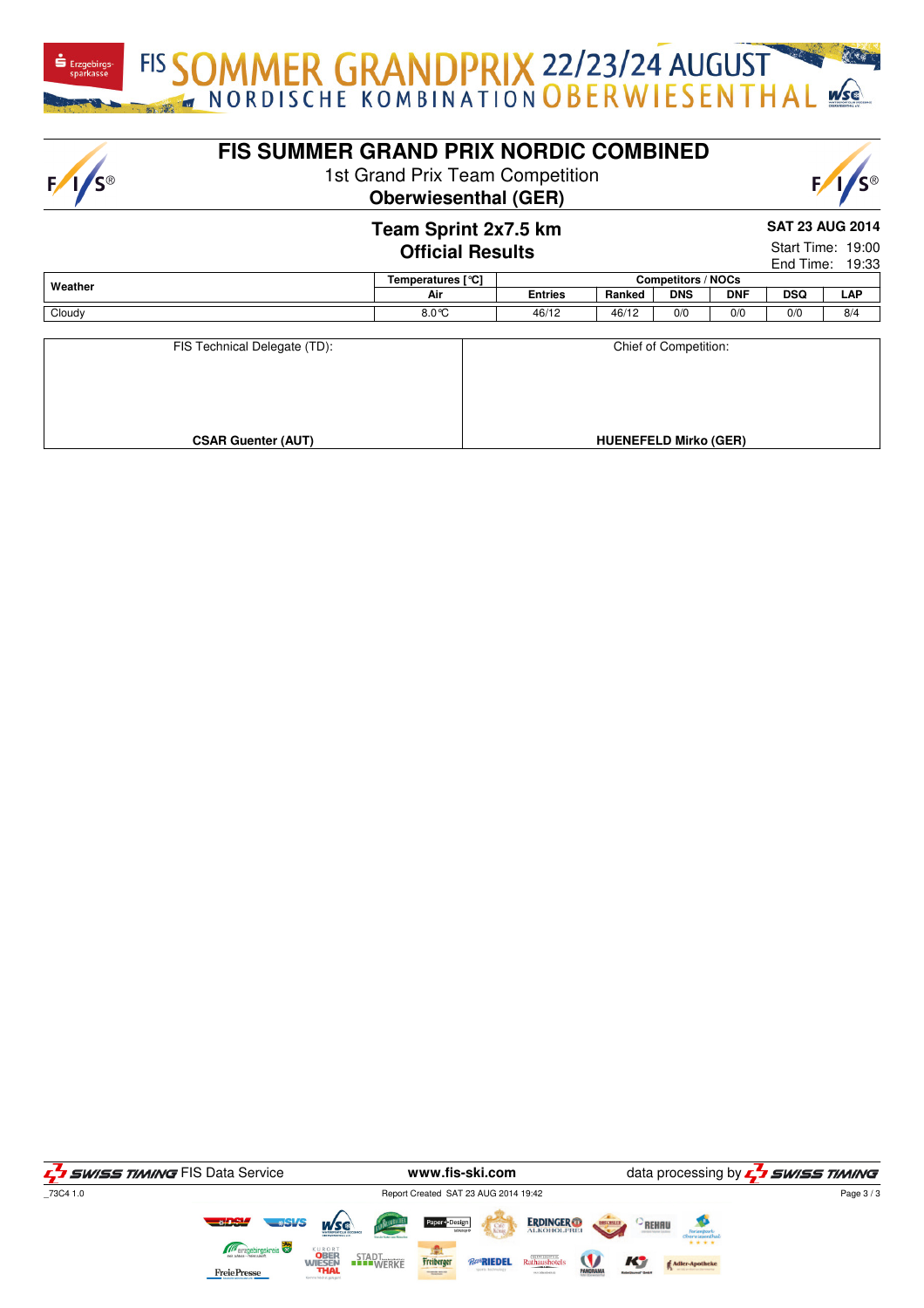# FIS SUMMER GRAND PRIX NORDIC COMBINED

1st Grand Prix Team Competition

**Oberwiesenthal (GER)**

## Team Sprint 2x7.5 km

## Official Results

**SAT 23 AUG 2014**

Start Time: 19:00

End Time: 19:33

| Weather | Temperatures [°C] | Competitors / NOCs | | | | | |
|---|---|---|---|---|---|---|---|
| | Air | Entries | Ranked | DNS | DNF | DSQ | LAP |
| Cloudy | 8.0°C | 46/12 | 46/12 | 0/0 | 0/0 | 0/0 | 8/4 |

| FIS Technical Delegate (TD): | Chief of Competition: |
|---|---|
| **CSAR Guenter (AUT)** | **HUENEFELD Mirko (GER)** |